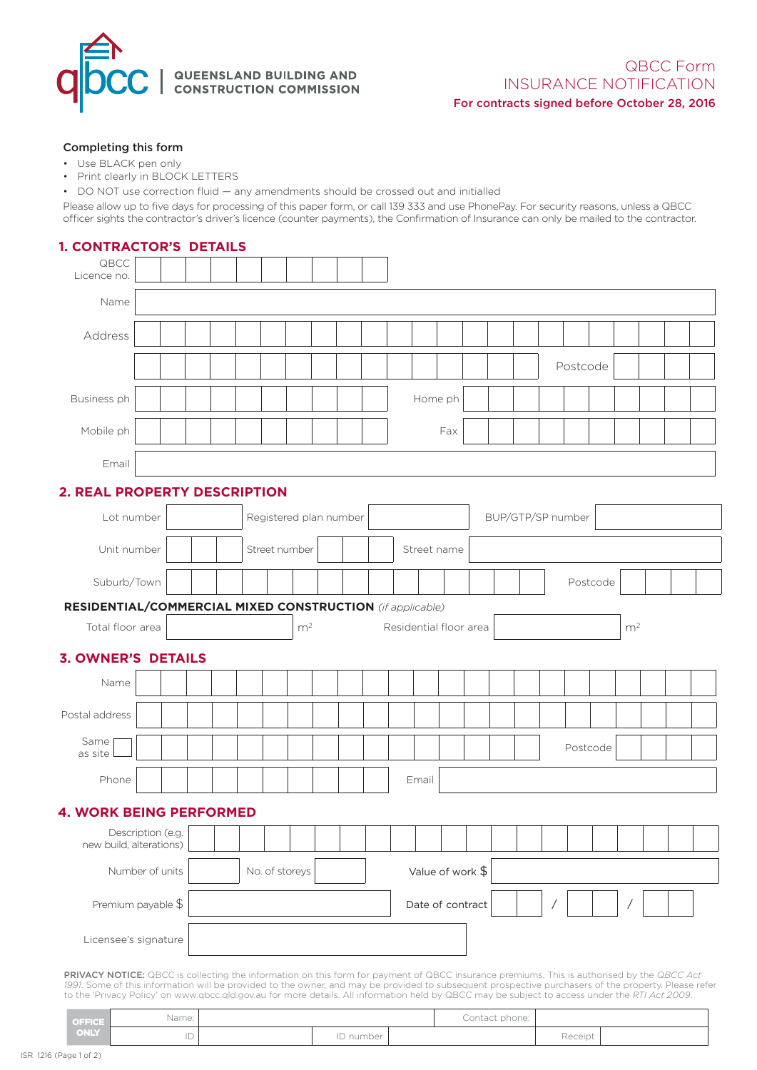QUEENSLAND BUILDING AND CONSTRUCTION COMMISSION

# QBCC Form INSURANCE NOTIFICATION

**For contracts signed before October 28, 2016**

### Completing this form

- Use BLACK pen only
- Print clearly in BLOCK LETTERS
- DO NOT use correction fluid — any amendments should be crossed out and initialled

Please allow up to five days for processing of this paper form, or call 139 333 and use PhonePay. For security reasons, unless a QBCC officer sights the contractor's driver's licence (counter payments), the Confirmation of Insurance can only be mailed to the contractor.

## 1. CONTRACTOR'S DETAILS

| | | | |
|---|---|---|---|
| QBCC Licence no. | | | |
| Name | | | |
| Address | | | |
| | | Postcode | |
| Business ph | | Home ph | |
| Mobile ph | | Fax | |
| Email | | | |

## 2. REAL PROPERTY DESCRIPTION

| | | | | | |
|---|---|---|---|---|---|
| Lot number | | Registered plan number | | BUP/GTP/SP number | |
| Unit number | | Street number | | Street name | |
| Suburb/Town | | | | Postcode | |

**RESIDENTIAL/COMMERCIAL MIXED CONSTRUCTION** *(if applicable)*

| | | | |
|---|---|---|---|
| Total floor area | m² | Residential floor area | m² |

## 3. OWNER'S DETAILS

| | | | |
|---|---|---|---|
| Name | | | |
| Postal address | | | |
| Same as site ☐ | | Postcode | |
| Phone | | Email | |

## 4. WORK BEING PERFORMED

| | | | |
|---|---|---|---|
| Description (e.g. new build, alterations) | | | |
| Number of units | No. of storeys | Value of work $ | |
| Premium payable $ | | Date of contract | / / |
| Licensee's signature | | | |

**PRIVACY NOTICE:** QBCC is collecting the information on this form for payment of QBCC insurance premiums. This is authorised by the *QBCC Act 1991*. Some of this information will be provided to the owner, and may be provided to subsequent prospective purchasers of the property. Please refer to the 'Privacy Policy' on www.qbcc.qld.gov.au for more details. All information held by QBCC may be subject to access under the *RTI Act 2009*.

| OFFICE ONLY | | | | | |
|---|---|---|---|---|---|
| Name: | | | | Contact phone: | |
| ID | | ID number | | Receipt | |

ISR 1216 (Page 1 of 2)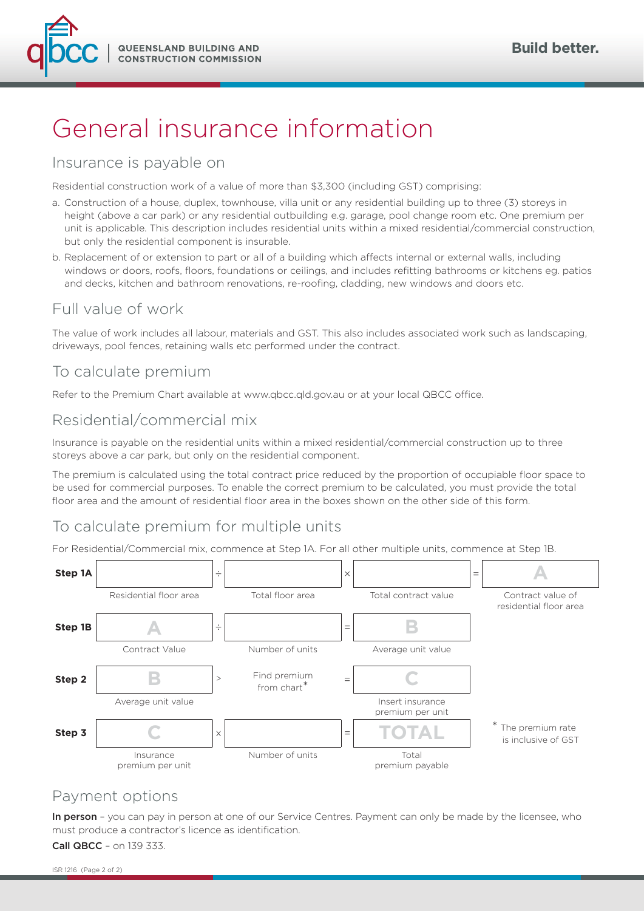# General insurance information

## Insurance is payable on

Residential construction work of a value of more than $3,300 (including GST) comprising:

a. Construction of a house, duplex, townhouse, villa unit or any residential building up to three (3) storeys in height (above a car park) or any residential outbuilding e.g. garage, pool change room etc. One premium per unit is applicable. This description includes residential units within a mixed residential/commercial construction, but only the residential component is insurable.

b. Replacement of or extension to part or all of a building which affects internal or external walls, including windows or doors, roofs, floors, foundations or ceilings, and includes refitting bathrooms or kitchens eg. patios and decks, kitchen and bathroom renovations, re-roofing, cladding, new windows and doors etc.

## Full value of work

The value of work includes all labour, materials and GST. This also includes associated work such as landscaping, driveways, pool fences, retaining walls etc performed under the contract.

## To calculate premium

Refer to the Premium Chart available at www.qbcc.qld.gov.au or at your local QBCC office.

## Residential/commercial mix

Insurance is payable on the residential units within a mixed residential/commercial construction up to three storeys above a car park, but only on the residential component.

The premium is calculated using the total contract price reduced by the proportion of occupiable floor space to be used for commercial purposes. To enable the correct premium to be calculated, you must provide the total floor area and the amount of residential floor area in the boxes shown on the other side of this form.

## To calculate premium for multiple units

For Residential/Commercial mix, commence at Step 1A. For all other multiple units, commence at Step 1B.

| | | | | | | | |
|---|---|---|---|---|---|---|---|
| **Step 1A** | | ÷ | | × | | = | A |
| | Residential floor area | | Total floor area | | Total contract value | | Contract value of residential floor area |
| **Step 1B** | A | ÷ | | = | B | | |
| | Contract Value | | Number of units | | Average unit value | | |
| **Step 2** | B | > | Find premium from chart* | = | C | | |
| | Average unit value | | | | Insert insurance premium per unit | | |
| **Step 3** | C | × | | = | TOTAL | | * The premium rate is inclusive of GST |
| | Insurance premium per unit | | Number of units | | Total premium payable | | |

## Payment options

**In person** – you can pay in person at one of our Service Centres. Payment can only be made by the licensee, who must produce a contractor's licence as identification.

**Call QBCC** – on 139 333.

ISR 1216 (Page 2 of 2)